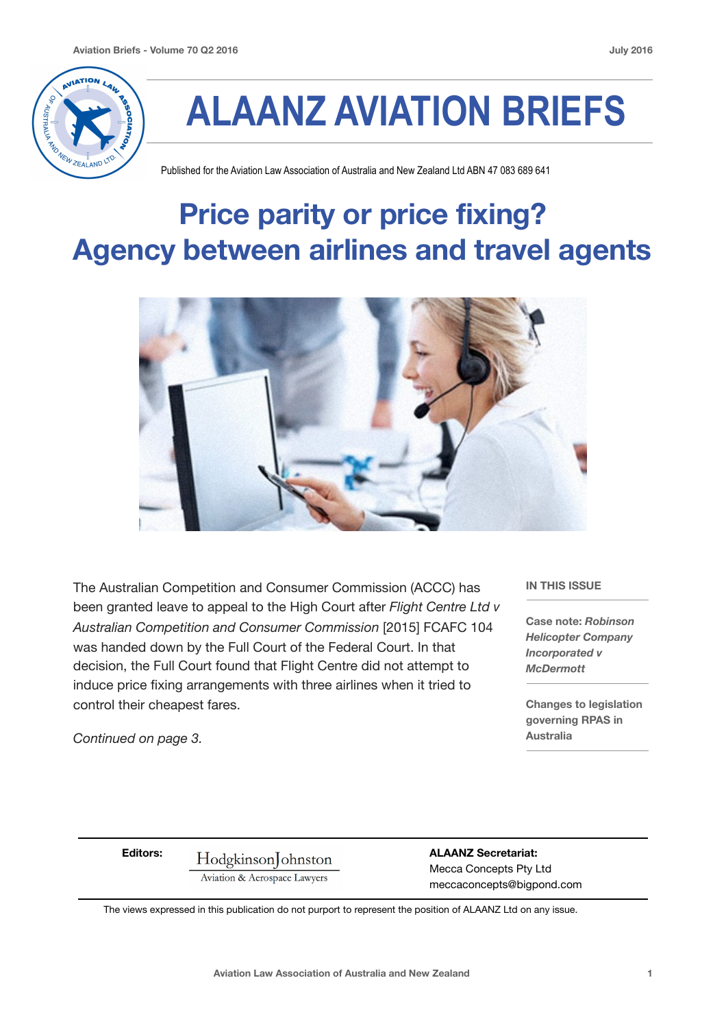# ALAANZ AVIATION BRIEFS

Published for the Aviation Law Association of Australia and New Zealand Ltd ABN 47 083 689 641

## Price parity or price fixing? Agency between airlines and travel agents

The Australian Competition and Consumer Commission (ACCC) has been granted leave to appeal to the High Court after *Flight Centre Ltd v Australian Competition and Consumer Commission* [2015] FCAFC 104 was handed down by the Full Court of the Federal Court. In that decision, the Full Court found that Flight Centre did not attempt to induce price fixing arrangements with three airlines when it tried to control their cheapest fares.

*Continued on page 3.*

**IN THIS ISSUE**

**Case note: *Robinson Helicopter Company Incorporated v McDermott***

**Changes to legislation governing RPAS in Australia**

**Editors:** HodgkinsonJohnston — Aviation & Aerospace Lawyers

**ALAANZ Secretariat:**
Mecca Concepts Pty Ltd
meccaconcepts@bigpond.com

The views expressed in this publication do not purport to represent the position of ALAANZ Ltd on any issue.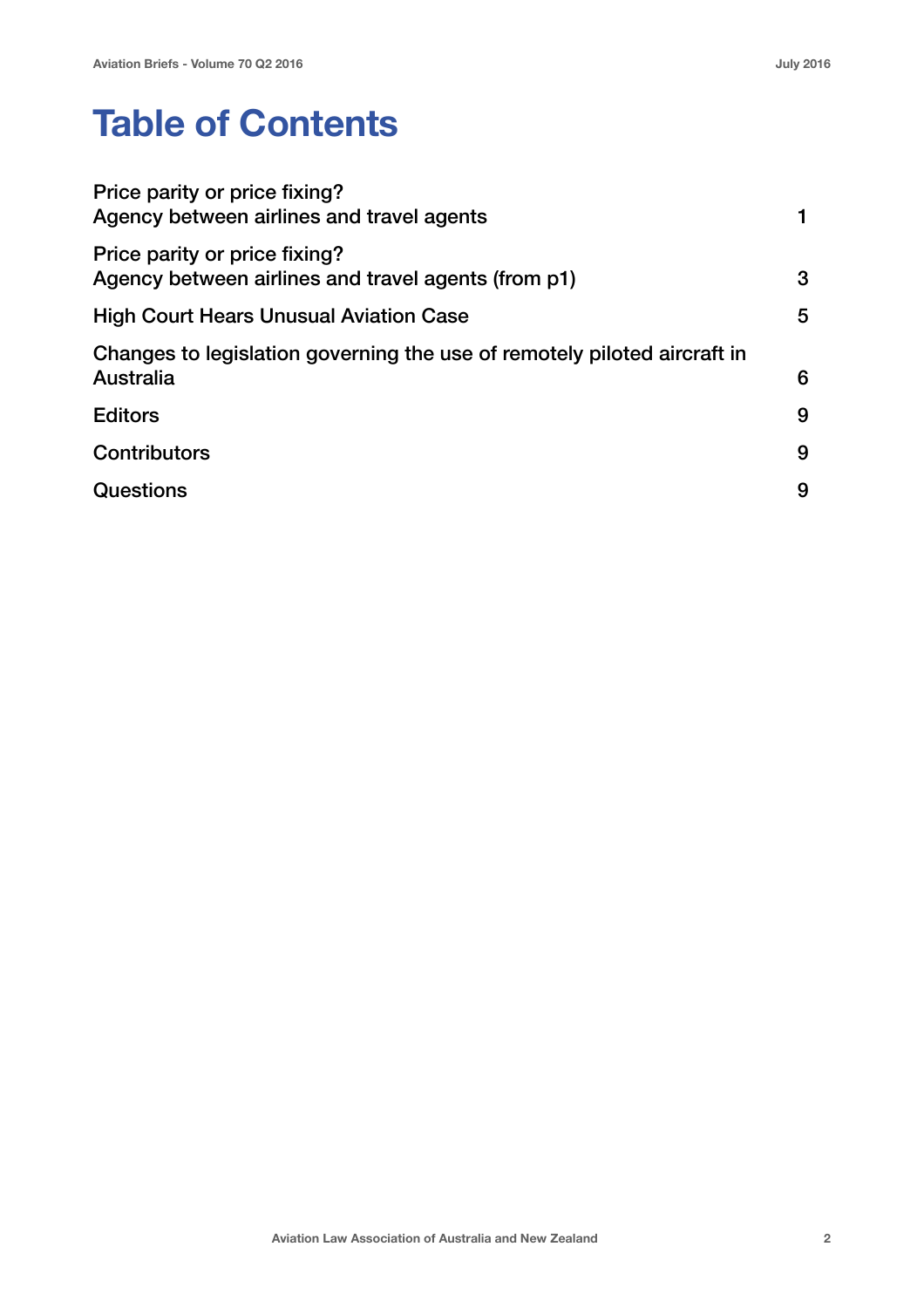# Table of Contents

| | |
|---|---|
| Price parity or price fixing?<br>Agency between airlines and travel agents | 1 |
| Price parity or price fixing?<br>Agency between airlines and travel agents (from p1) | 3 |
| High Court Hears Unusual Aviation Case | 5 |
| Changes to legislation governing the use of remotely piloted aircraft in Australia | 6 |
| Editors | 9 |
| Contributors | 9 |
| Questions | 9 |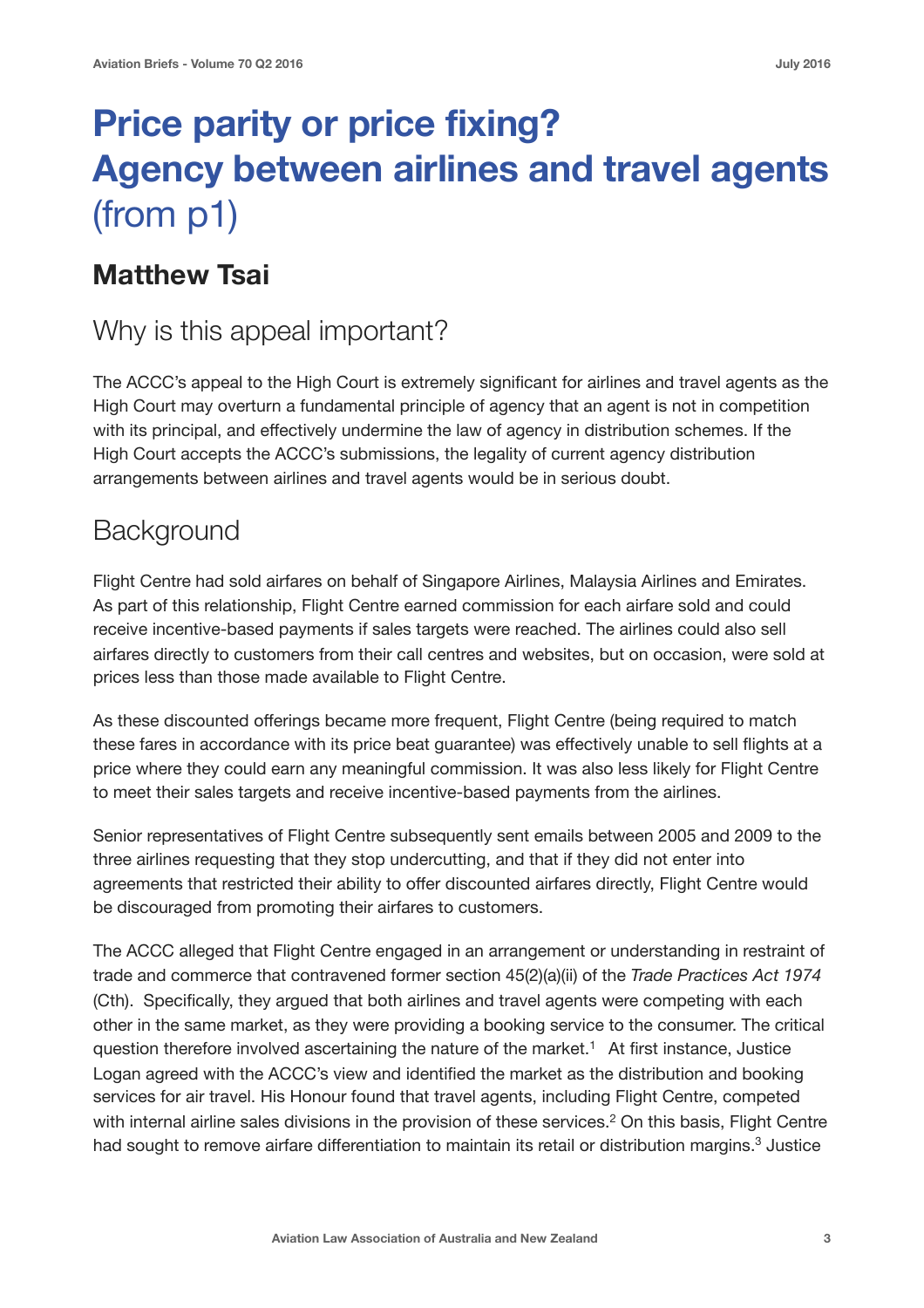# Price parity or price fixing? Agency between airlines and travel agents (from p1)

## Matthew Tsai

### Why is this appeal important?

The ACCC's appeal to the High Court is extremely significant for airlines and travel agents as the High Court may overturn a fundamental principle of agency that an agent is not in competition with its principal, and effectively undermine the law of agency in distribution schemes. If the High Court accepts the ACCC's submissions, the legality of current agency distribution arrangements between airlines and travel agents would be in serious doubt.

### Background

Flight Centre had sold airfares on behalf of Singapore Airlines, Malaysia Airlines and Emirates. As part of this relationship, Flight Centre earned commission for each airfare sold and could receive incentive-based payments if sales targets were reached. The airlines could also sell airfares directly to customers from their call centres and websites, but on occasion, were sold at prices less than those made available to Flight Centre.

As these discounted offerings became more frequent, Flight Centre (being required to match these fares in accordance with its price beat guarantee) was effectively unable to sell flights at a price where they could earn any meaningful commission. It was also less likely for Flight Centre to meet their sales targets and receive incentive-based payments from the airlines.

Senior representatives of Flight Centre subsequently sent emails between 2005 and 2009 to the three airlines requesting that they stop undercutting, and that if they did not enter into agreements that restricted their ability to offer discounted airfares directly, Flight Centre would be discouraged from promoting their airfares to customers.

The ACCC alleged that Flight Centre engaged in an arrangement or understanding in restraint of trade and commerce that contravened former section 45(2)(a)(ii) of the *Trade Practices Act 1974* (Cth). Specifically, they argued that both airlines and travel agents were competing with each other in the same market, as they were providing a booking service to the consumer. The critical question therefore involved ascertaining the nature of the market.[1] At first instance, Justice Logan agreed with the ACCC's view and identified the market as the distribution and booking services for air travel. His Honour found that travel agents, including Flight Centre, competed with internal airline sales divisions in the provision of these services.[2] On this basis, Flight Centre had sought to remove airfare differentiation to maintain its retail or distribution margins.[3] Justice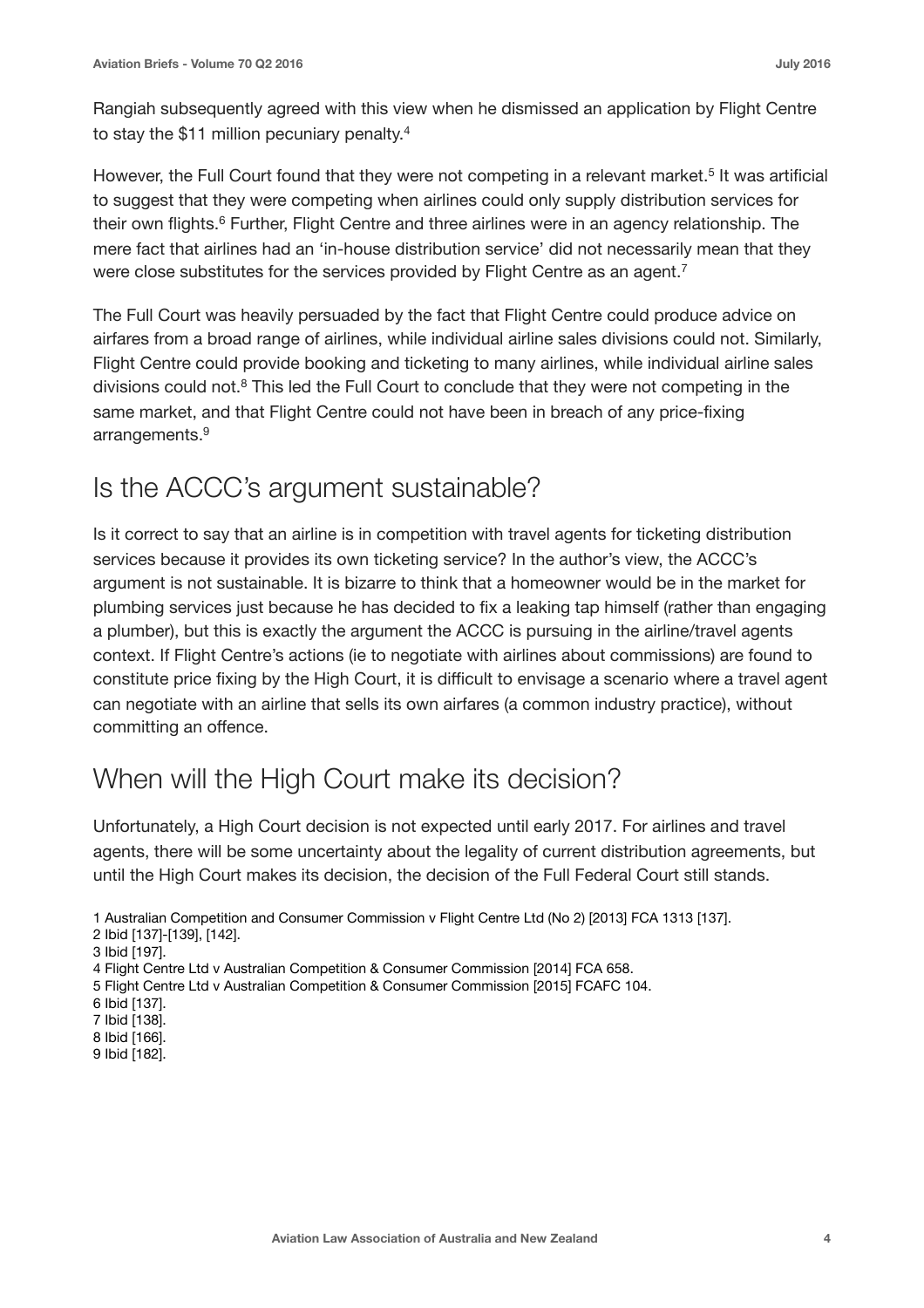Rangiah subsequently agreed with this view when he dismissed an application by Flight Centre to stay the $11 million pecuniary penalty.[4]

However, the Full Court found that they were not competing in a relevant market.[5] It was artificial to suggest that they were competing when airlines could only supply distribution services for their own flights.[6] Further, Flight Centre and three airlines were in an agency relationship. The mere fact that airlines had an 'in-house distribution service' did not necessarily mean that they were close substitutes for the services provided by Flight Centre as an agent.[7]

The Full Court was heavily persuaded by the fact that Flight Centre could produce advice on airfares from a broad range of airlines, while individual airline sales divisions could not. Similarly, Flight Centre could provide booking and ticketing to many airlines, while individual airline sales divisions could not.[8] This led the Full Court to conclude that they were not competing in the same market, and that Flight Centre could not have been in breach of any price-fixing arrangements.[9]

## Is the ACCC's argument sustainable?

Is it correct to say that an airline is in competition with travel agents for ticketing distribution services because it provides its own ticketing service? In the author's view, the ACCC's argument is not sustainable. It is bizarre to think that a homeowner would be in the market for plumbing services just because he has decided to fix a leaking tap himself (rather than engaging a plumber), but this is exactly the argument the ACCC is pursuing in the airline/travel agents context. If Flight Centre's actions (ie to negotiate with airlines about commissions) are found to constitute price fixing by the High Court, it is difficult to envisage a scenario where a travel agent can negotiate with an airline that sells its own airfares (a common industry practice), without committing an offence.

## When will the High Court make its decision?

Unfortunately, a High Court decision is not expected until early 2017. For airlines and travel agents, there will be some uncertainty about the legality of current distribution agreements, but until the High Court makes its decision, the decision of the Full Federal Court still stands.

1 Australian Competition and Consumer Commission v Flight Centre Ltd (No 2) [2013] FCA 1313 [137].
2 Ibid [137]-[139], [142].
3 Ibid [197].
4 Flight Centre Ltd v Australian Competition & Consumer Commission [2014] FCA 658.
5 Flight Centre Ltd v Australian Competition & Consumer Commission [2015] FCAFC 104.
6 Ibid [137].
7 Ibid [138].
8 Ibid [166].
9 Ibid [182].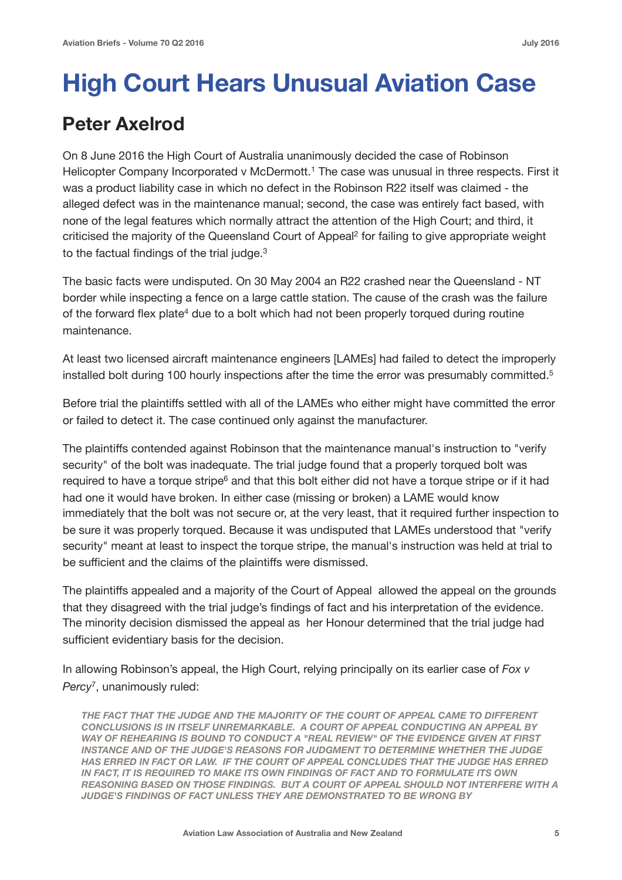# High Court Hears Unusual Aviation Case

## Peter Axelrod

On 8 June 2016 the High Court of Australia unanimously decided the case of Robinson Helicopter Company Incorporated v McDermott.[1] The case was unusual in three respects. First it was a product liability case in which no defect in the Robinson R22 itself was claimed - the alleged defect was in the maintenance manual; second, the case was entirely fact based, with none of the legal features which normally attract the attention of the High Court; and third, it criticised the majority of the Queensland Court of Appeal[2] for failing to give appropriate weight to the factual findings of the trial judge.[3]

The basic facts were undisputed. On 30 May 2004 an R22 crashed near the Queensland - NT border while inspecting a fence on a large cattle station. The cause of the crash was the failure of the forward flex plate[4] due to a bolt which had not been properly torqued during routine maintenance.

At least two licensed aircraft maintenance engineers [LAMEs] had failed to detect the improperly installed bolt during 100 hourly inspections after the time the error was presumably committed.[5]

Before trial the plaintiffs settled with all of the LAMEs who either might have committed the error or failed to detect it. The case continued only against the manufacturer.

The plaintiffs contended against Robinson that the maintenance manual's instruction to "verify security" of the bolt was inadequate. The trial judge found that a properly torqued bolt was required to have a torque stripe[6] and that this bolt either did not have a torque stripe or if it had had one it would have broken. In either case (missing or broken) a LAME would know immediately that the bolt was not secure or, at the very least, that it required further inspection to be sure it was properly torqued. Because it was undisputed that LAMEs understood that "verify security" meant at least to inspect the torque stripe, the manual's instruction was held at trial to be sufficient and the claims of the plaintiffs were dismissed.

The plaintiffs appealed and a majority of the Court of Appeal allowed the appeal on the grounds that they disagreed with the trial judge's findings of fact and his interpretation of the evidence. The minority decision dismissed the appeal as her Honour determined that the trial judge had sufficient evidentiary basis for the decision.

In allowing Robinson's appeal, the High Court, relying principally on its earlier case of *Fox v Percy*[7], unanimously ruled:

> ***THE FACT THAT THE JUDGE AND THE MAJORITY OF THE COURT OF APPEAL CAME TO DIFFERENT CONCLUSIONS IS IN ITSELF UNREMARKABLE. A COURT OF APPEAL CONDUCTING AN APPEAL BY WAY OF REHEARING IS BOUND TO CONDUCT A "REAL REVIEW" OF THE EVIDENCE GIVEN AT FIRST INSTANCE AND OF THE JUDGE'S REASONS FOR JUDGMENT TO DETERMINE WHETHER THE JUDGE HAS ERRED IN FACT OR LAW. IF THE COURT OF APPEAL CONCLUDES THAT THE JUDGE HAS ERRED IN FACT, IT IS REQUIRED TO MAKE ITS OWN FINDINGS OF FACT AND TO FORMULATE ITS OWN REASONING BASED ON THOSE FINDINGS. BUT A COURT OF APPEAL SHOULD NOT INTERFERE WITH A JUDGE'S FINDINGS OF FACT UNLESS THEY ARE DEMONSTRATED TO BE WRONG BY***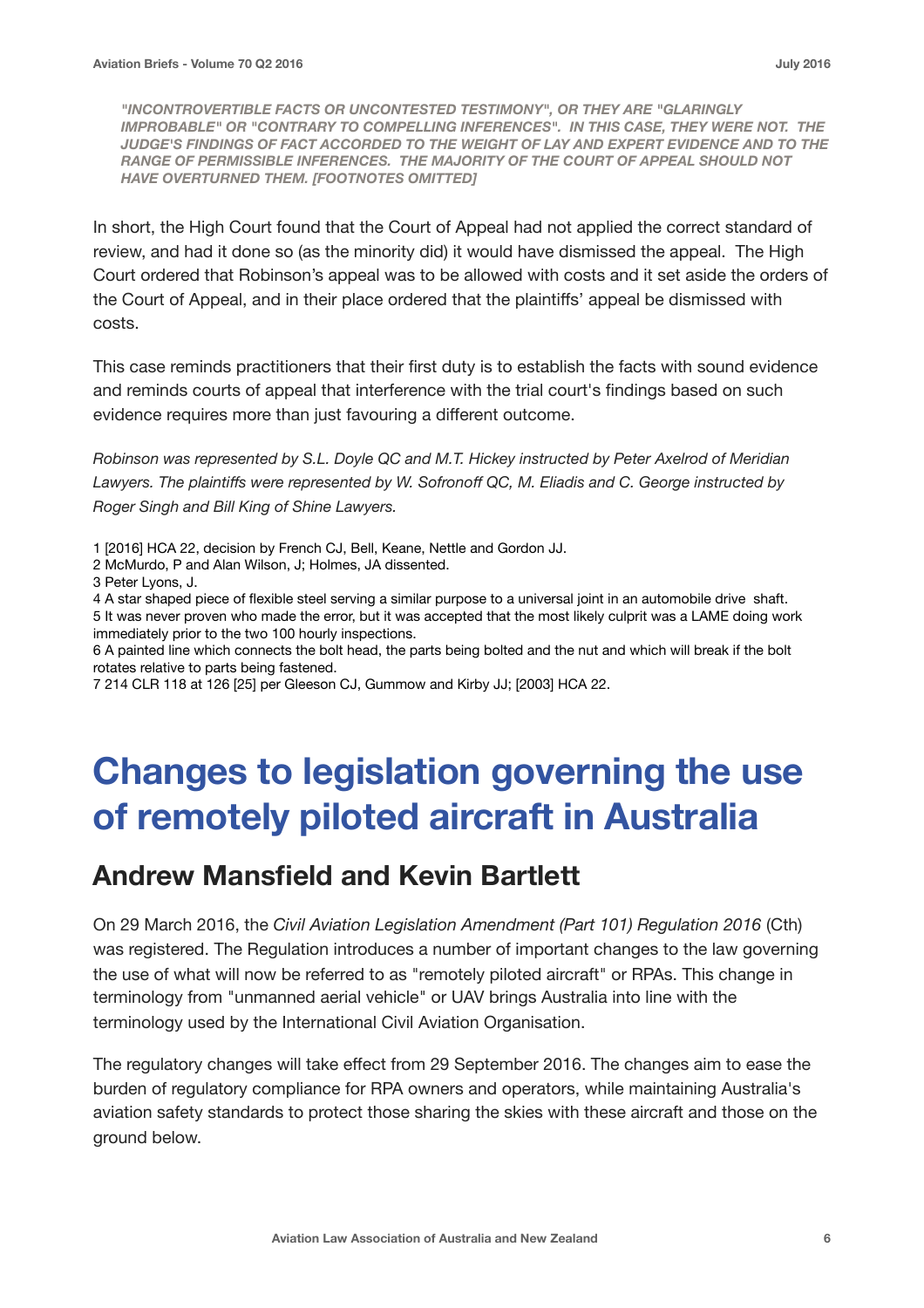*"INCONTROVERTIBLE FACTS OR UNCONTESTED TESTIMONY", OR THEY ARE "GLARINGLY IMPROBABLE" OR "CONTRARY TO COMPELLING INFERENCES". IN THIS CASE, THEY WERE NOT. THE JUDGE'S FINDINGS OF FACT ACCORDED TO THE WEIGHT OF LAY AND EXPERT EVIDENCE AND TO THE RANGE OF PERMISSIBLE INFERENCES. THE MAJORITY OF THE COURT OF APPEAL SHOULD NOT HAVE OVERTURNED THEM. [FOOTNOTES OMITTED]*

In short, the High Court found that the Court of Appeal had not applied the correct standard of review, and had it done so (as the minority did) it would have dismissed the appeal. The High Court ordered that Robinson's appeal was to be allowed with costs and it set aside the orders of the Court of Appeal, and in their place ordered that the plaintiffs' appeal be dismissed with costs.

This case reminds practitioners that their first duty is to establish the facts with sound evidence and reminds courts of appeal that interference with the trial court's findings based on such evidence requires more than just favouring a different outcome.

*Robinson was represented by S.L. Doyle QC and M.T. Hickey instructed by Peter Axelrod of Meridian Lawyers. The plaintiffs were represented by W. Sofronoff QC, M. Eliadis and C. George instructed by Roger Singh and Bill King of Shine Lawyers.*

1 [2016] HCA 22, decision by French CJ, Bell, Keane, Nettle and Gordon JJ.
2 McMurdo, P and Alan Wilson, J; Holmes, JA dissented.
3 Peter Lyons, J.
4 A star shaped piece of flexible steel serving a similar purpose to a universal joint in an automobile drive shaft.
5 It was never proven who made the error, but it was accepted that the most likely culprit was a LAME doing work immediately prior to the two 100 hourly inspections.
6 A painted line which connects the bolt head, the parts being bolted and the nut and which will break if the bolt rotates relative to parts being fastened.
7 214 CLR 118 at 126 [25] per Gleeson CJ, Gummow and Kirby JJ; [2003] HCA 22.

# Changes to legislation governing the use of remotely piloted aircraft in Australia

## Andrew Mansfield and Kevin Bartlett

On 29 March 2016, the *Civil Aviation Legislation Amendment (Part 101) Regulation 2016* (Cth) was registered. The Regulation introduces a number of important changes to the law governing the use of what will now be referred to as "remotely piloted aircraft" or RPAs. This change in terminology from "unmanned aerial vehicle" or UAV brings Australia into line with the terminology used by the International Civil Aviation Organisation.

The regulatory changes will take effect from 29 September 2016. The changes aim to ease the burden of regulatory compliance for RPA owners and operators, while maintaining Australia's aviation safety standards to protect those sharing the skies with these aircraft and those on the ground below.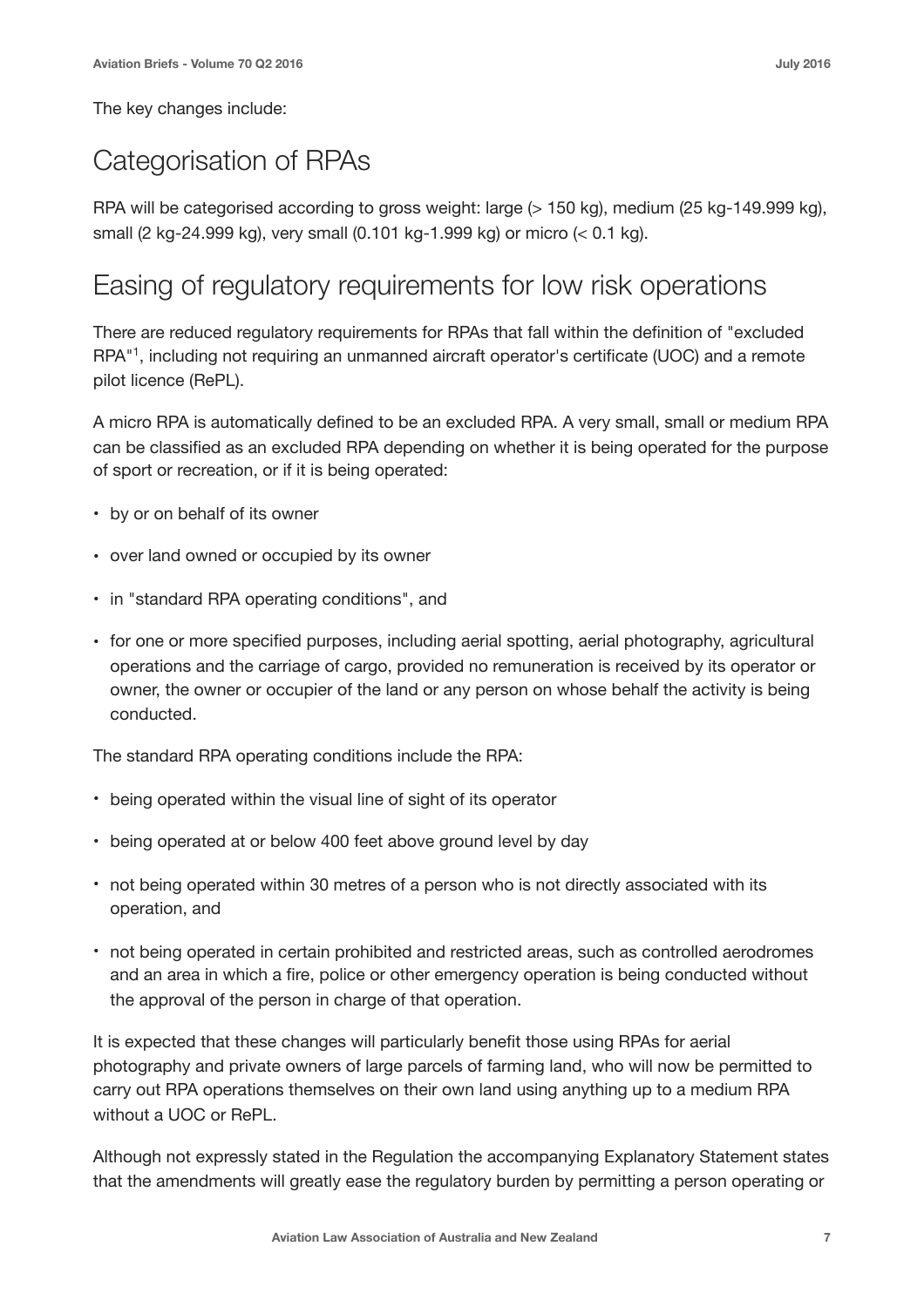The key changes include:

## Categorisation of RPAs

RPA will be categorised according to gross weight: large (> 150 kg), medium (25 kg-149.999 kg), small (2 kg-24.999 kg), very small (0.101 kg-1.999 kg) or micro (< 0.1 kg).

## Easing of regulatory requirements for low risk operations

There are reduced regulatory requirements for RPAs that fall within the definition of "excluded RPA"[1], including not requiring an unmanned aircraft operator's certificate (UOC) and a remote pilot licence (RePL).

A micro RPA is automatically defined to be an excluded RPA. A very small, small or medium RPA can be classified as an excluded RPA depending on whether it is being operated for the purpose of sport or recreation, or if it is being operated:

- by or on behalf of its owner
- over land owned or occupied by its owner
- in "standard RPA operating conditions", and
- for one or more specified purposes, including aerial spotting, aerial photography, agricultural operations and the carriage of cargo, provided no remuneration is received by its operator or owner, the owner or occupier of the land or any person on whose behalf the activity is being conducted.

The standard RPA operating conditions include the RPA:

- being operated within the visual line of sight of its operator
- being operated at or below 400 feet above ground level by day
- not being operated within 30 metres of a person who is not directly associated with its operation, and
- not being operated in certain prohibited and restricted areas, such as controlled aerodromes and an area in which a fire, police or other emergency operation is being conducted without the approval of the person in charge of that operation.

It is expected that these changes will particularly benefit those using RPAs for aerial photography and private owners of large parcels of farming land, who will now be permitted to carry out RPA operations themselves on their own land using anything up to a medium RPA without a UOC or RePL.

Although not expressly stated in the Regulation the accompanying Explanatory Statement states that the amendments will greatly ease the regulatory burden by permitting a person operating or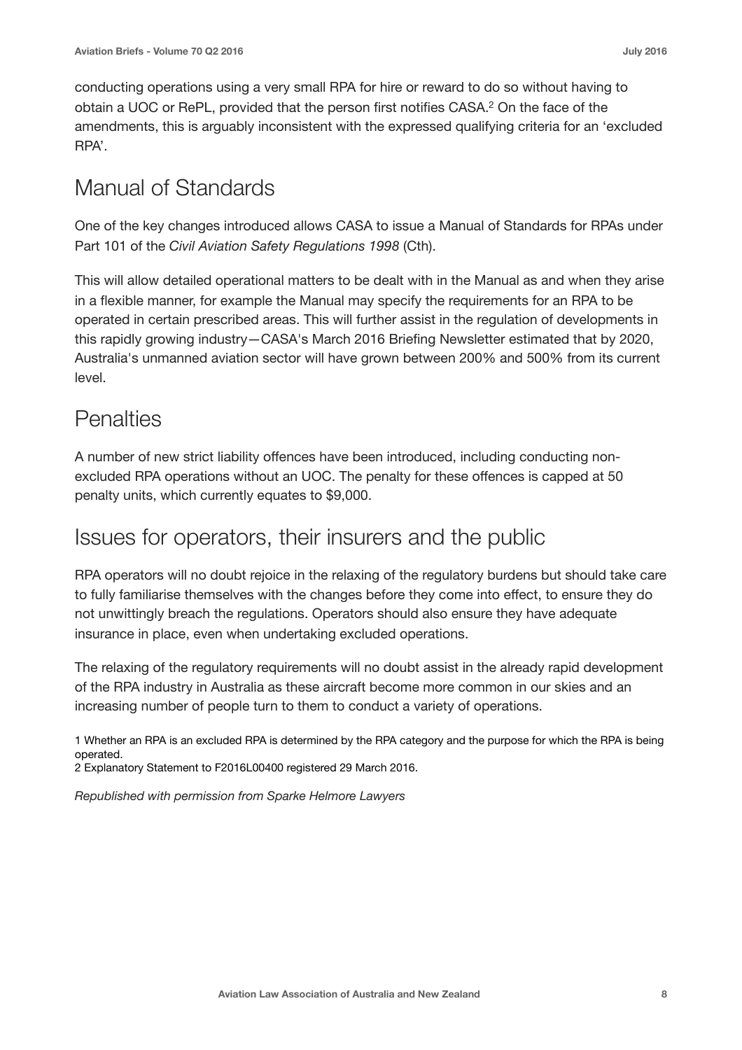conducting operations using a very small RPA for hire or reward to do so without having to obtain a UOC or RePL, provided that the person first notifies CASA.[2] On the face of the amendments, this is arguably inconsistent with the expressed qualifying criteria for an 'excluded RPA'.

## Manual of Standards

One of the key changes introduced allows CASA to issue a Manual of Standards for RPAs under Part 101 of the *Civil Aviation Safety Regulations 1998* (Cth).

This will allow detailed operational matters to be dealt with in the Manual as and when they arise in a flexible manner, for example the Manual may specify the requirements for an RPA to be operated in certain prescribed areas. This will further assist in the regulation of developments in this rapidly growing industry—CASA's March 2016 Briefing Newsletter estimated that by 2020, Australia's unmanned aviation sector will have grown between 200% and 500% from its current level.

## Penalties

A number of new strict liability offences have been introduced, including conducting non-excluded RPA operations without an UOC. The penalty for these offences is capped at 50 penalty units, which currently equates to $9,000.

## Issues for operators, their insurers and the public

RPA operators will no doubt rejoice in the relaxing of the regulatory burdens but should take care to fully familiarise themselves with the changes before they come into effect, to ensure they do not unwittingly breach the regulations. Operators should also ensure they have adequate insurance in place, even when undertaking excluded operations.

The relaxing of the regulatory requirements will no doubt assist in the already rapid development of the RPA industry in Australia as these aircraft become more common in our skies and an increasing number of people turn to them to conduct a variety of operations.

1 Whether an RPA is an excluded RPA is determined by the RPA category and the purpose for which the RPA is being operated.
2 Explanatory Statement to F2016L00400 registered 29 March 2016.

*Republished with permission from Sparke Helmore Lawyers*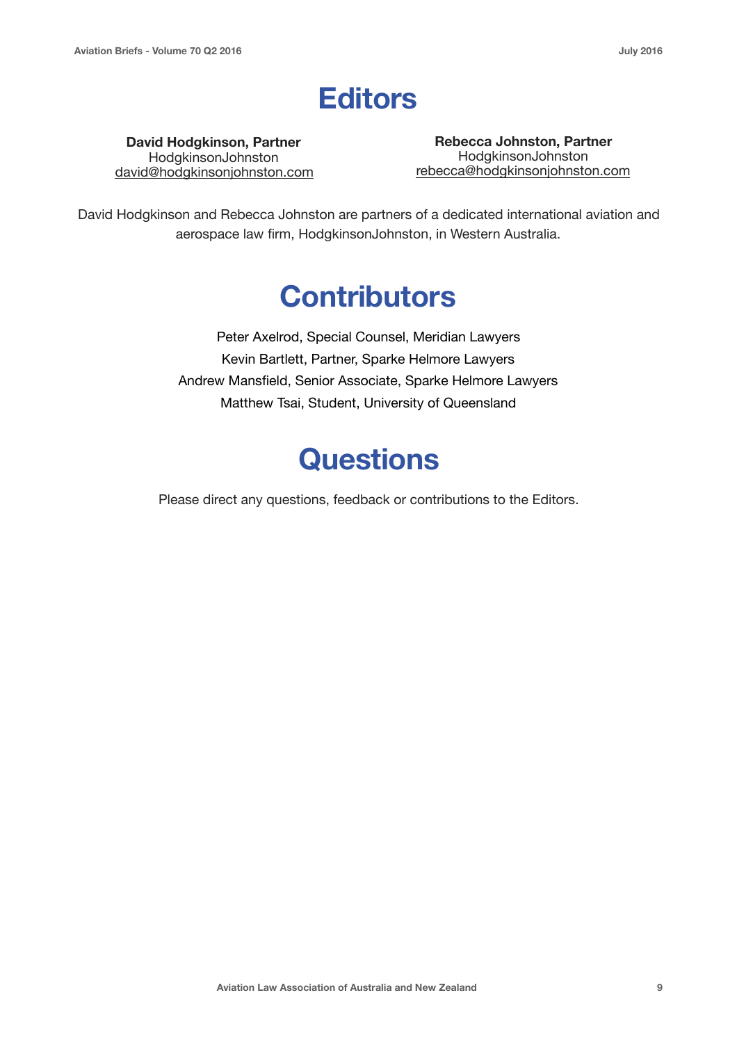# Editors

**David Hodgkinson, Partner**
HodgkinsonJohnston
david@hodgkinsonjohnston.com

**Rebecca Johnston, Partner**
HodgkinsonJohnston
rebecca@hodgkinsonjohnston.com

David Hodgkinson and Rebecca Johnston are partners of a dedicated international aviation and aerospace law firm, HodgkinsonJohnston, in Western Australia.

# Contributors

Peter Axelrod, Special Counsel, Meridian Lawyers

Kevin Bartlett, Partner, Sparke Helmore Lawyers

Andrew Mansfield, Senior Associate, Sparke Helmore Lawyers

Matthew Tsai, Student, University of Queensland

# Questions

Please direct any questions, feedback or contributions to the Editors.